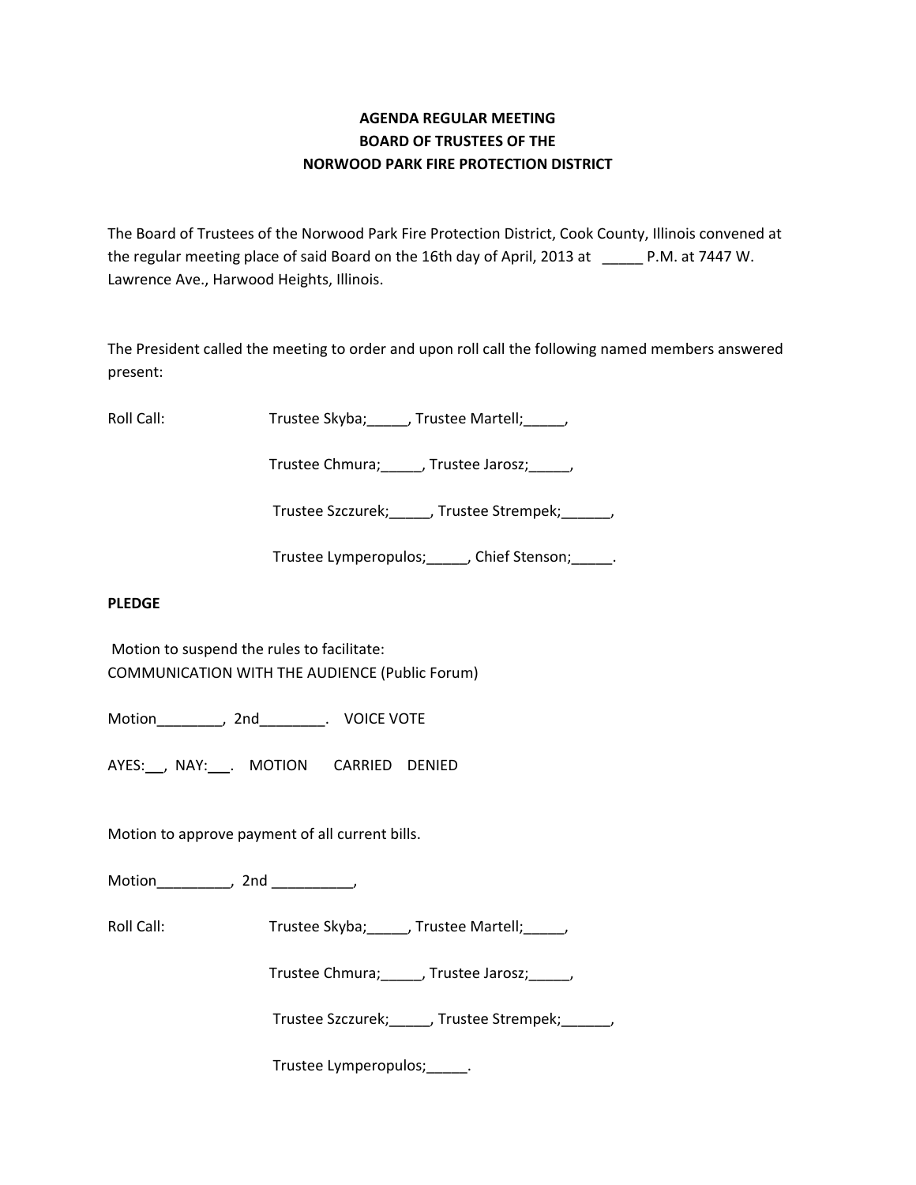**AGENDA REGULAR MEETING**
**BOARD OF TRUSTEES OF THE**
**NORWOOD PARK FIRE PROTECTION DISTRICT**

The Board of Trustees of the Norwood Park Fire Protection District, Cook County, Illinois convened at the regular meeting place of said Board on the 16th day of April, 2013 at _____ P.M. at 7447 W. Lawrence Ave., Harwood Heights, Illinois.

The President called the meeting to order and upon roll call the following named members answered present:

Roll Call: Trustee Skyba;_____, Trustee Martell;_____,

Trustee Chmura;_____, Trustee Jarosz;_____,

Trustee Szczurek;_____, Trustee Strempek;______,

Trustee Lymperopulos;_____, Chief Stenson;_____.

**PLEDGE**

Motion to suspend the rules to facilitate:
COMMUNICATION WITH THE AUDIENCE (Public Forum)

Motion________, 2nd________. VOICE VOTE

AYES:___, NAY:___. MOTION CARRIED DENIED

Motion to approve payment of all current bills.

Motion_________, 2nd __________,

Roll Call: Trustee Skyba;_____, Trustee Martell;_____,

Trustee Chmura;_____, Trustee Jarosz;_____,

Trustee Szczurek;_____, Trustee Strempek;______,

Trustee Lymperopulos;_____.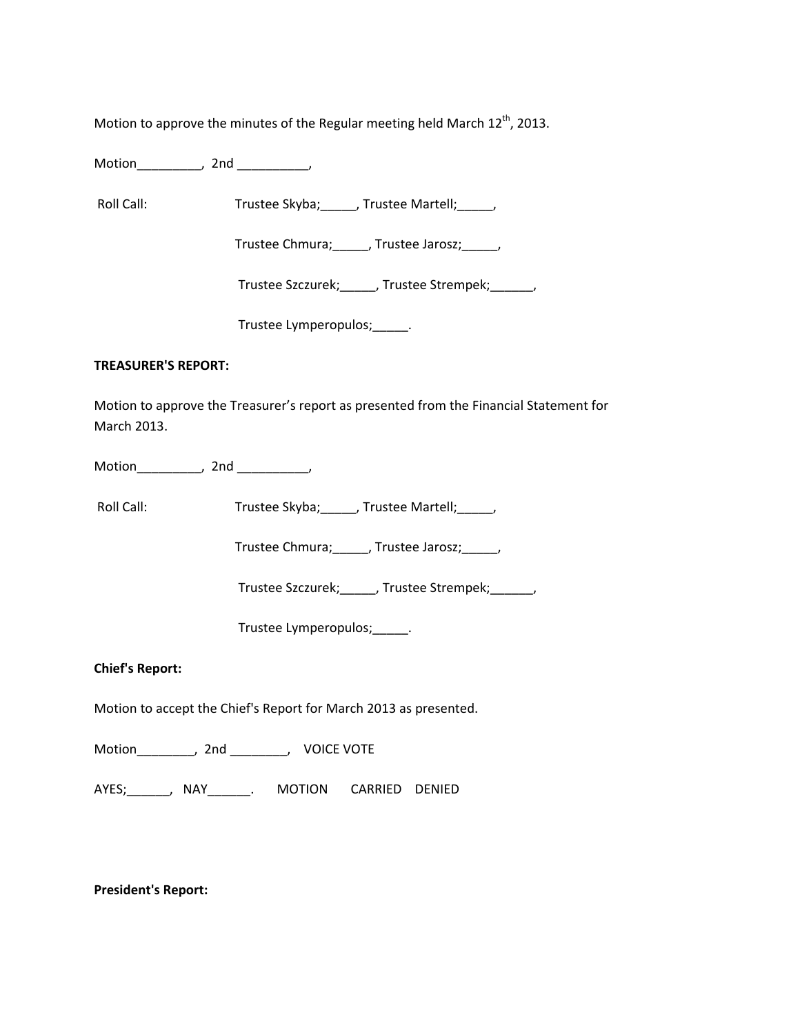Motion to approve the minutes of the Regular meeting held March 12th, 2013.

Motion_________, 2nd __________,

Roll Call: Trustee Skyba;_____, Trustee Martell;_____,

Trustee Chmura;_____, Trustee Jarosz;_____,

Trustee Szczurek;_____, Trustee Strempek;______,

Trustee Lymperopulos;_____.

**TREASURER'S REPORT:**

Motion to approve the Treasurer's report as presented from the Financial Statement for March 2013.

Motion_________, 2nd __________,

Roll Call: Trustee Skyba;_____, Trustee Martell;_____,

Trustee Chmura;_____, Trustee Jarosz;_____,

Trustee Szczurek;_____, Trustee Strempek;______,

Trustee Lymperopulos;_____.

**Chief's Report:**

Motion to accept the Chief's Report for March 2013 as presented.

Motion________, 2nd ________, VOICE VOTE

AYES;______, NAY______. MOTION CARRIED DENIED

**President's Report:**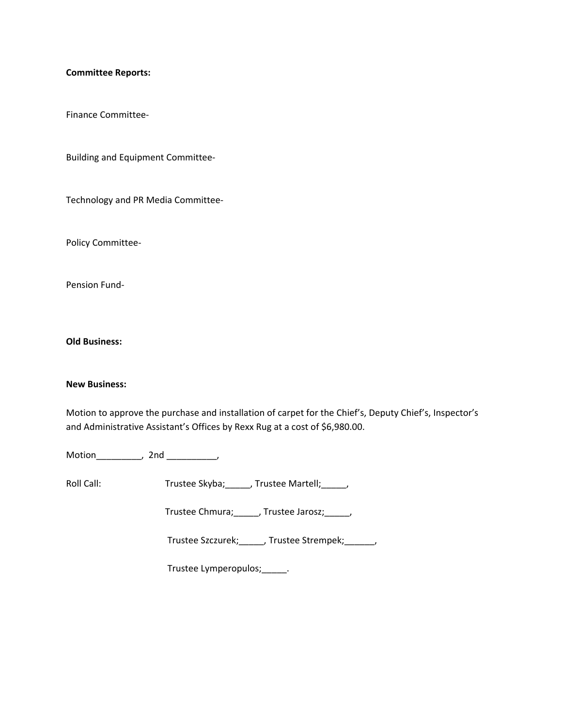**Committee Reports:**

Finance Committee-

Building and Equipment Committee-

Technology and PR Media Committee-

Policy Committee-

Pension Fund-

**Old Business:**

**New Business:**

Motion to approve the purchase and installation of carpet for the Chief's, Deputy Chief's, Inspector's and Administrative Assistant's Offices by Rexx Rug at a cost of $6,980.00.

Motion_________, 2nd __________,

Roll Call: Trustee Skyba;_____, Trustee Martell;_____,

Trustee Chmura;_____, Trustee Jarosz;_____,

Trustee Szczurek;_____, Trustee Strempek;______,

Trustee Lymperopulos;_____.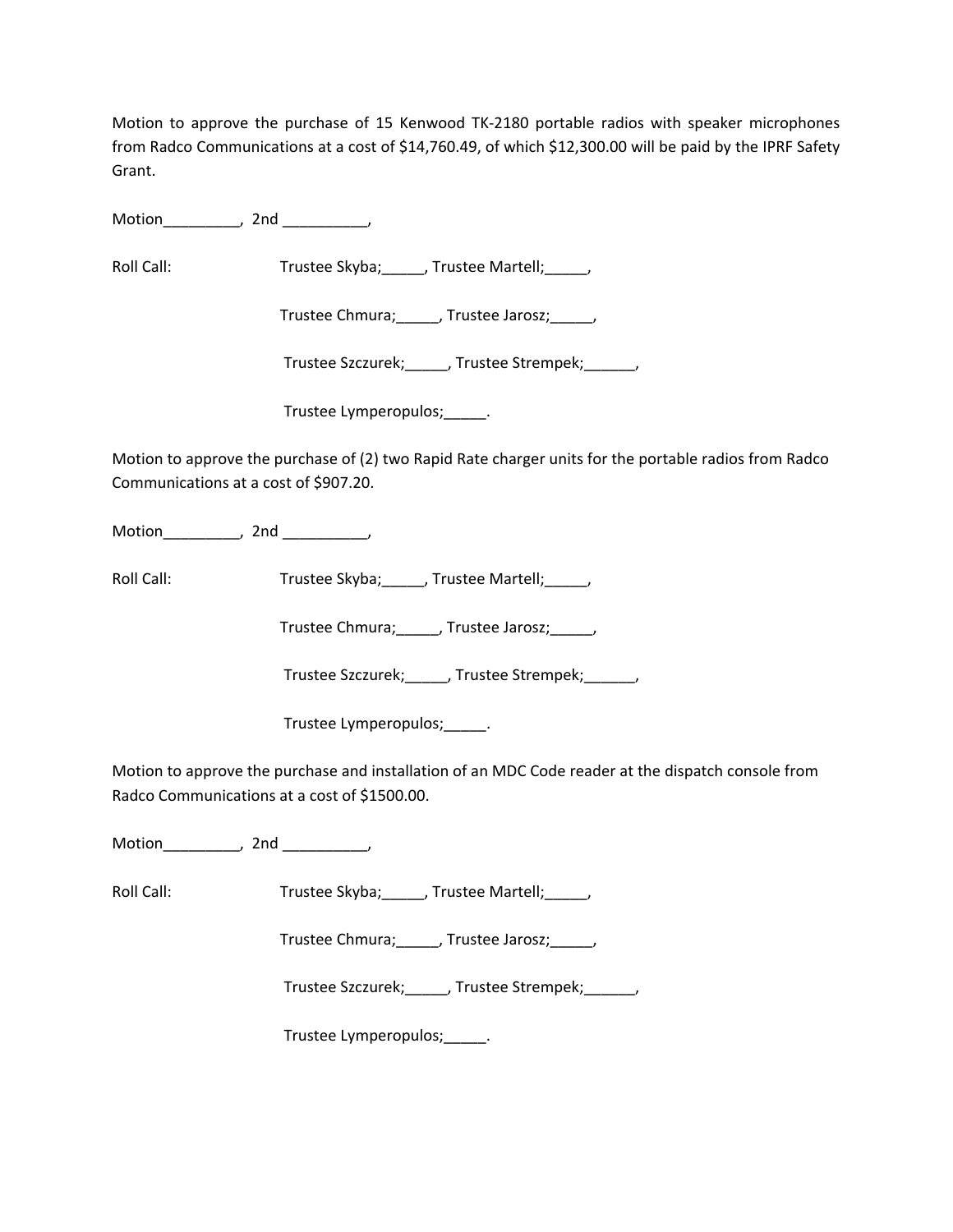Motion to approve the purchase of 15 Kenwood TK-2180 portable radios with speaker microphones from Radco Communications at a cost of $14,760.49, of which $12,300.00 will be paid by the IPRF Safety Grant.

Motion_________, 2nd __________,

Roll Call: Trustee Skyba;_____, Trustee Martell;_____,

Trustee Chmura;_____, Trustee Jarosz;_____,

Trustee Szczurek;_____, Trustee Strempek;______,

Trustee Lymperopulos;_____.

Motion to approve the purchase of (2) two Rapid Rate charger units for the portable radios from Radco Communications at a cost of $907.20.

Motion_________, 2nd __________,

Roll Call: Trustee Skyba;_____, Trustee Martell;_____,

Trustee Chmura;_____, Trustee Jarosz;_____,

Trustee Szczurek;_____, Trustee Strempek;______,

Trustee Lymperopulos;_____.

Motion to approve the purchase and installation of an MDC Code reader at the dispatch console from Radco Communications at a cost of $1500.00.

Motion_________, 2nd __________,

Roll Call: Trustee Skyba;_____, Trustee Martell;_____,

Trustee Chmura;_____, Trustee Jarosz;_____,

Trustee Szczurek;_____, Trustee Strempek;______,

Trustee Lymperopulos;_____.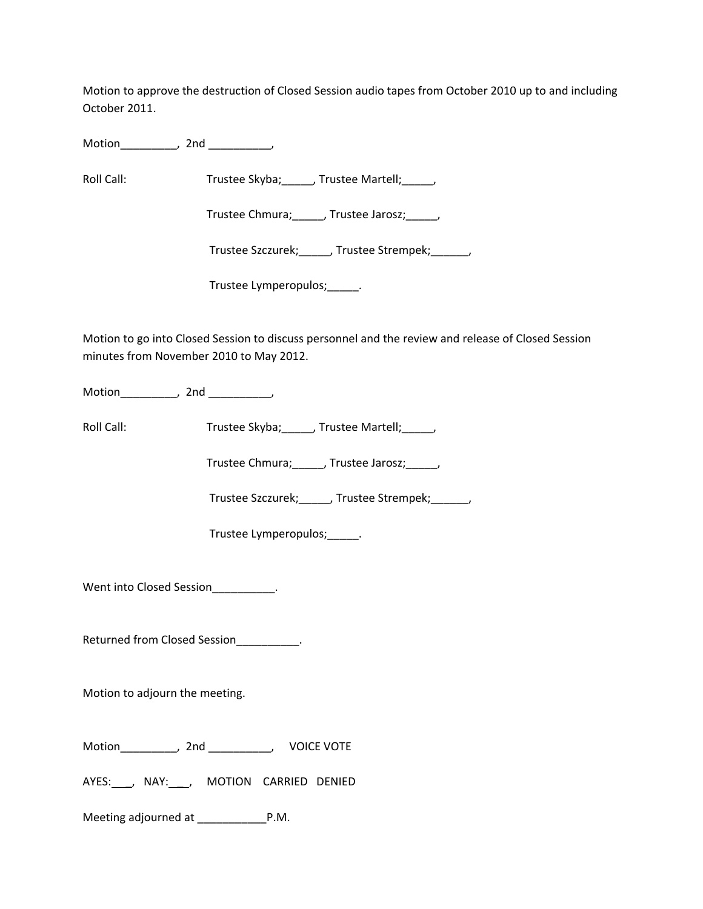Motion to approve the destruction of Closed Session audio tapes from October 2010 up to and including October 2011.

Motion_________, 2nd __________,

Roll Call: Trustee Skyba;_____, Trustee Martell;_____,

Trustee Chmura;_____, Trustee Jarosz;_____,

Trustee Szczurek;_____, Trustee Strempek;______,

Trustee Lymperopulos;_____.

Motion to go into Closed Session to discuss personnel and the review and release of Closed Session minutes from November 2010 to May 2012.

Motion_________, 2nd __________,

Roll Call: Trustee Skyba;_____, Trustee Martell;_____,

Trustee Chmura;_____, Trustee Jarosz;_____,

Trustee Szczurek;_____, Trustee Strempek;______,

Trustee Lymperopulos;_____.

Went into Closed Session__________.

Returned from Closed Session__________.

Motion to adjourn the meeting.

Motion_________, 2nd __________, VOICE VOTE

AYES:___, NAY:___, MOTION CARRIED DENIED

Meeting adjourned at ___________P.M.